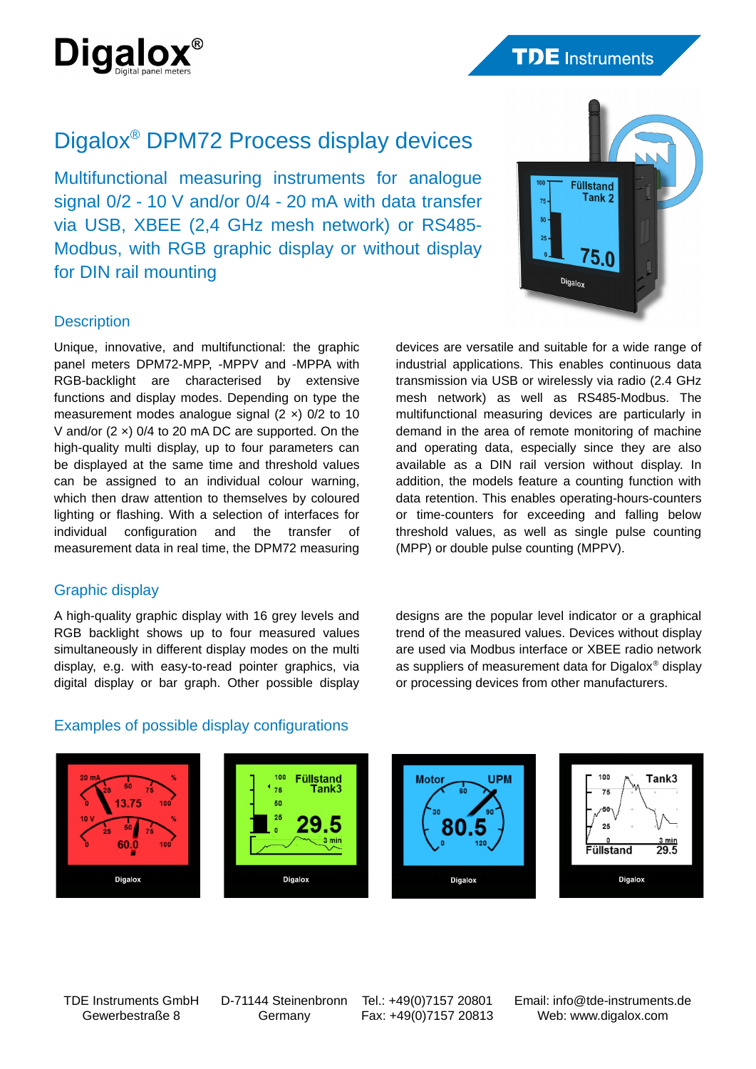Digalox® Digital panel meters

TDE Instruments

# Digalox® DPM72 Process display devices

Multifunctional measuring instruments for analogue signal 0/2 - 10 V and/or 0/4 - 20 mA with data transfer via USB, XBEE (2,4 GHz mesh network) or RS485-Modbus, with RGB graphic display or without display for DIN rail mounting

## Description

Unique, innovative, and multifunctional: the graphic panel meters DPM72-MPP, -MPPV and -MPPA with RGB-backlight are characterised by extensive functions and display modes. Depending on type the measurement modes analogue signal (2 ×) 0/2 to 10 V and/or (2 ×) 0/4 to 20 mA DC are supported. On the high-quality multi display, up to four parameters can be displayed at the same time and threshold values can be assigned to an individual colour warning, which then draw attention to themselves by coloured lighting or flashing. With a selection of interfaces for individual configuration and the transfer of measurement data in real time, the DPM72 measuring devices are versatile and suitable for a wide range of industrial applications. This enables continuous data transmission via USB or wirelessly via radio (2.4 GHz mesh network) as well as RS485-Modbus. The multifunctional measuring devices are particularly in demand in the area of remote monitoring of machine and operating data, especially since they are also available as a DIN rail version without display. In addition, the models feature a counting function with data retention. This enables operating-hours-counters or time-counters for exceeding and falling below threshold values, as well as single pulse counting (MPP) or double pulse counting (MPPV).

## Graphic display

A high-quality graphic display with 16 grey levels and RGB backlight shows up to four measured values simultaneously in different display modes on the multi display, e.g. with easy-to-read pointer graphics, via digital display or bar graph. Other possible display designs are the popular level indicator or a graphical trend of the measured values. Devices without display are used via Modbus interface or XBEE radio network as suppliers of measurement data for Digalox® display or processing devices from other manufacturers.

## Examples of possible display configurations

TDE Instruments GmbH
Gewerbestraße 8

D-71144 Steinenbronn
Germany

Tel.: +49(0)7157 20801
Fax: +49(0)7157 20813

Email: info@tde-instruments.de
Web: www.digalox.com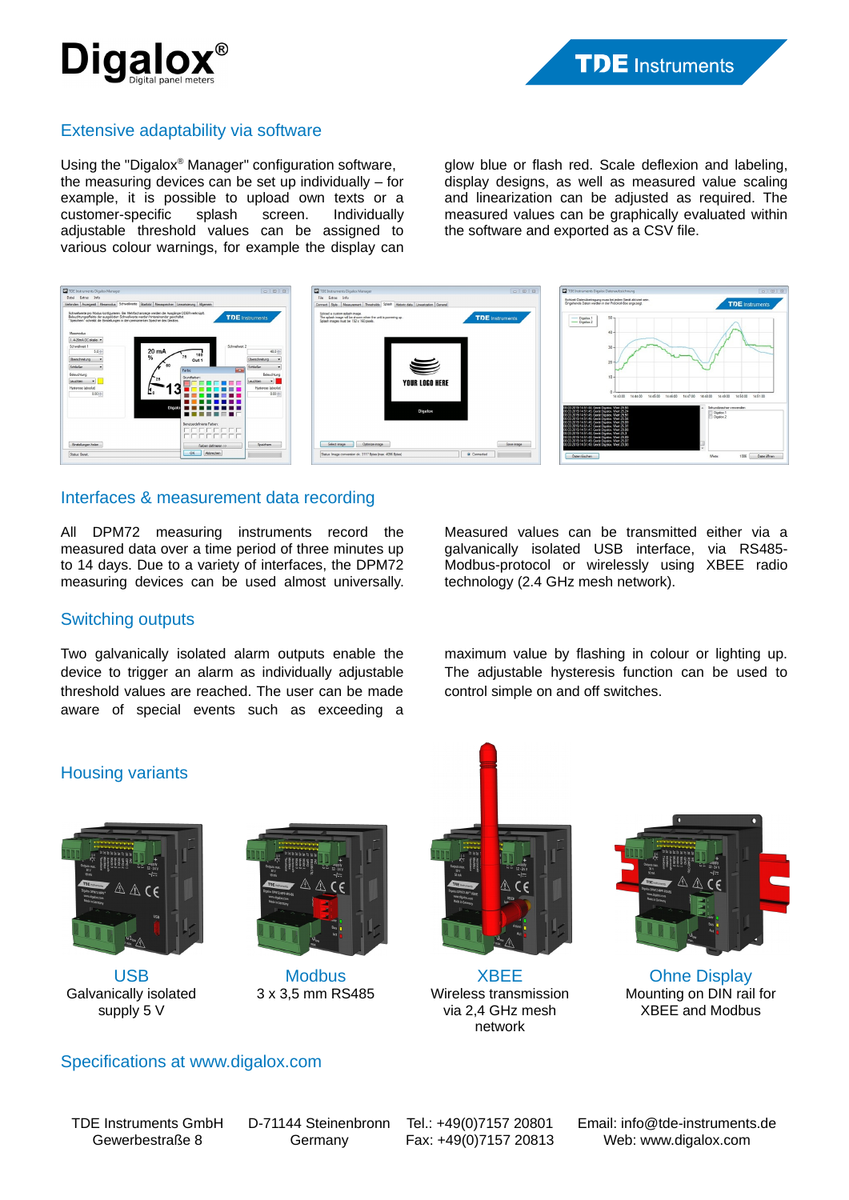Digalox®
Digital panel meters

TDE Instruments

## Extensive adaptability via software

Using the "Digalox® Manager" configuration software, the measuring devices can be set up individually – for example, it is possible to upload own texts or a customer-specific splash screen. Individually adjustable threshold values can be assigned to various colour warnings, for example the display can glow blue or flash red. Scale deflexion and labeling, display designs, as well as measured value scaling and linearization can be adjusted as required. The measured values can be graphically evaluated within the software and exported as a CSV file.

## Interfaces & measurement data recording

All DPM72 measuring instruments record the measured data over a time period of three minutes up to 14 days. Due to a variety of interfaces, the DPM72 measuring devices can be used almost universally. Measured values can be transmitted either via a galvanically isolated USB interface, via RS485-Modbus-protocol or wirelessly using XBEE radio technology (2.4 GHz mesh network).

## Switching outputs

Two galvanically isolated alarm outputs enable the device to trigger an alarm as individually adjustable threshold values are reached. The user can be made aware of special events such as exceeding a maximum value by flashing in colour or lighting up. The adjustable hysteresis function can be used to control simple on and off switches.

## Housing variants

**USB**
Galvanically isolated supply 5 V

**Modbus**
3 x 3,5 mm RS485

**XBEE**
Wireless transmission via 2,4 GHz mesh network

**Ohne Display**
Mounting on DIN rail for XBEE and Modbus

## Specifications at www.digalox.com

TDE Instruments GmbH
Gewerbestraße 8

D-71144 Steinenbronn
Germany

Tel.: +49(0)7157 20801
Fax: +49(0)7157 20813

Email: info@tde-instruments.de
Web: www.digalox.com